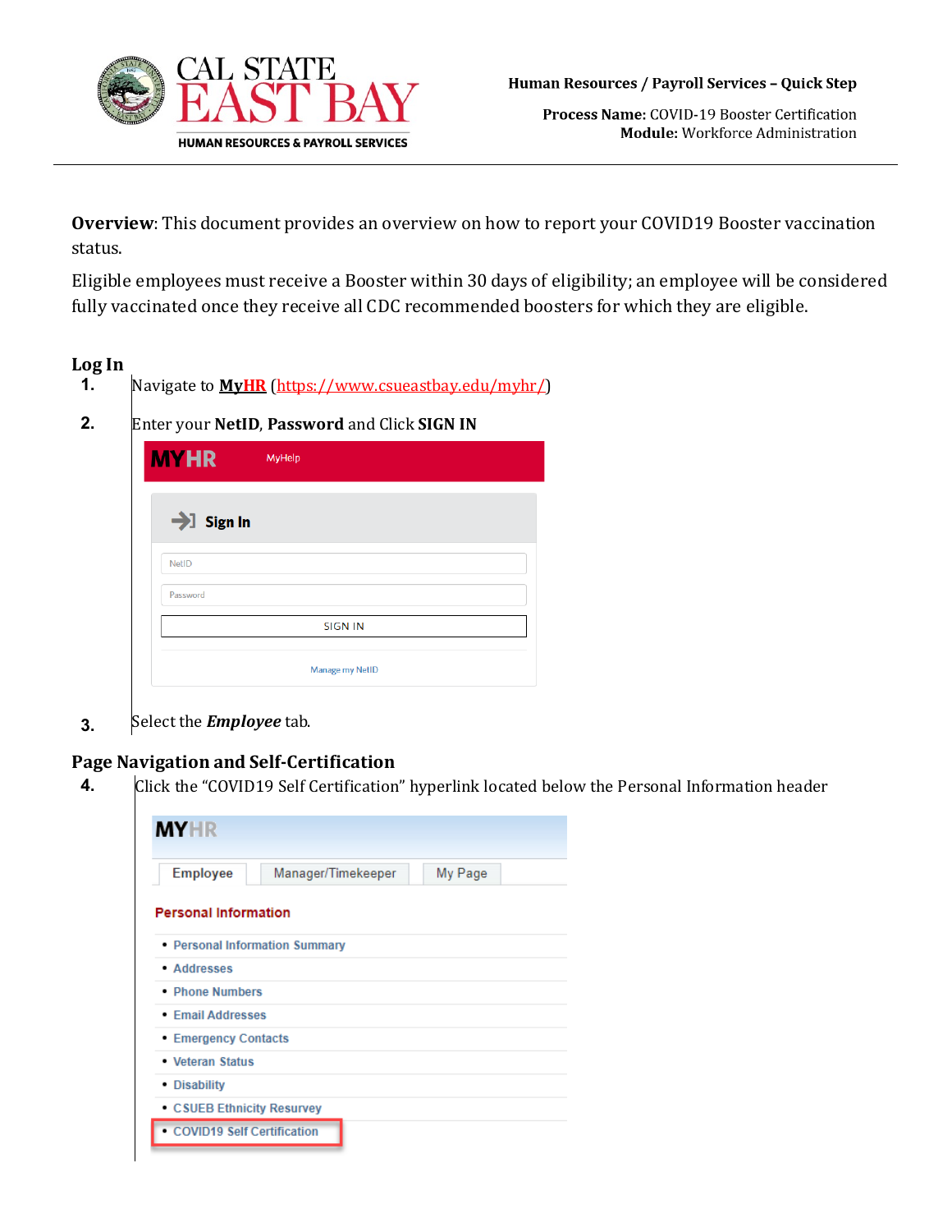**Human Resources / Payroll Services – Quick Step**

**Process Name:** COVID-19 Booster Certification
**Module:** Workforce Administration

**Overview**: This document provides an overview on how to report your COVID19 Booster vaccination status.

Eligible employees must receive a Booster within 30 days of eligibility; an employee will be considered fully vaccinated once they receive all CDC recommended boosters for which they are eligible.

## Log In

1. Navigate to **MyHR** (https://www.csueastbay.edu/myhr/)
2. Enter your **NetID**, **Password** and Click **SIGN IN**
3. Select the ***Employee*** tab.

## Page Navigation and Self-Certification

4. Click the "COVID19 Self Certification" hyperlink located below the Personal Information header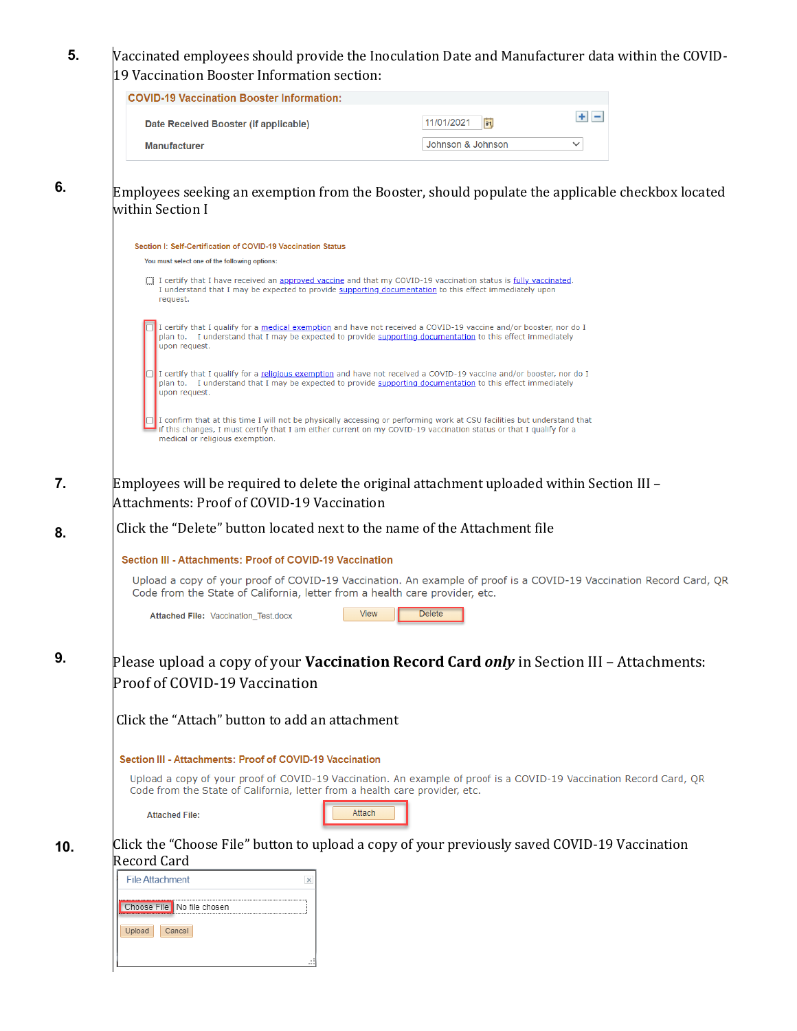5. Vaccinated employees should provide the Inoculation Date and Manufacturer data within the COVID-19 Vaccination Booster Information section:

   **COVID-19 Vaccination Booster Information:**

   | | |
   |---|---|
   | Date Received Booster (if applicable) | 11/01/2021 |
   | Manufacturer | Johnson & Johnson |

6. Employees seeking an exemption from the Booster, should populate the applicable checkbox located within Section I

   **Section I: Self-Certification of COVID-19 Vaccination Status**

   You must select one of the following options:

   - [ ] I certify that I have received an approved vaccine and that my COVID-19 vaccination status is fully vaccinated. I understand that I may be expected to provide supporting documentation to this effect immediately upon request.
   - [ ] I certify that I qualify for a medical exemption and have not received a COVID-19 vaccine and/or booster, nor do I plan to. I understand that I may be expected to provide supporting documentation to this effect immediately upon request.
   - [ ] I certify that I qualify for a religious exemption and have not received a COVID-19 vaccine and/or booster, nor do I plan to. I understand that I may be expected to provide supporting documentation to this effect immediately upon request.
   - [ ] I confirm that at this time I will not be physically accessing or performing work at CSU facilities but understand that if this changes, I must certify that I am either current on my COVID-19 vaccination status or that I qualify for a medical or religious exemption.

7. Employees will be required to delete the original attachment uploaded within Section III – Attachments: Proof of COVID-19 Vaccination

8. Click the "Delete" button located next to the name of the Attachment file

   **Section III - Attachments: Proof of COVID-19 Vaccination**

   Upload a copy of your proof of COVID-19 Vaccination. An example of proof is a COVID-19 Vaccination Record Card, QR Code from the State of California, letter from a health care provider, etc.

   Attached File: Vaccination_Test.docx   View   Delete

9. Please upload a copy of your **Vaccination Record Card *only*** in Section III – Attachments: Proof of COVID-19 Vaccination

   Click the "Attach" button to add an attachment

   **Section III - Attachments: Proof of COVID-19 Vaccination**

   Upload a copy of your proof of COVID-19 Vaccination. An example of proof is a COVID-19 Vaccination Record Card, QR Code from the State of California, letter from a health care provider, etc.

   Attached File:   Attach

10. Click the "Choose File" button to upload a copy of your previously saved COVID-19 Vaccination Record Card

    File Attachment

    Choose File   No file chosen

    Upload   Cancel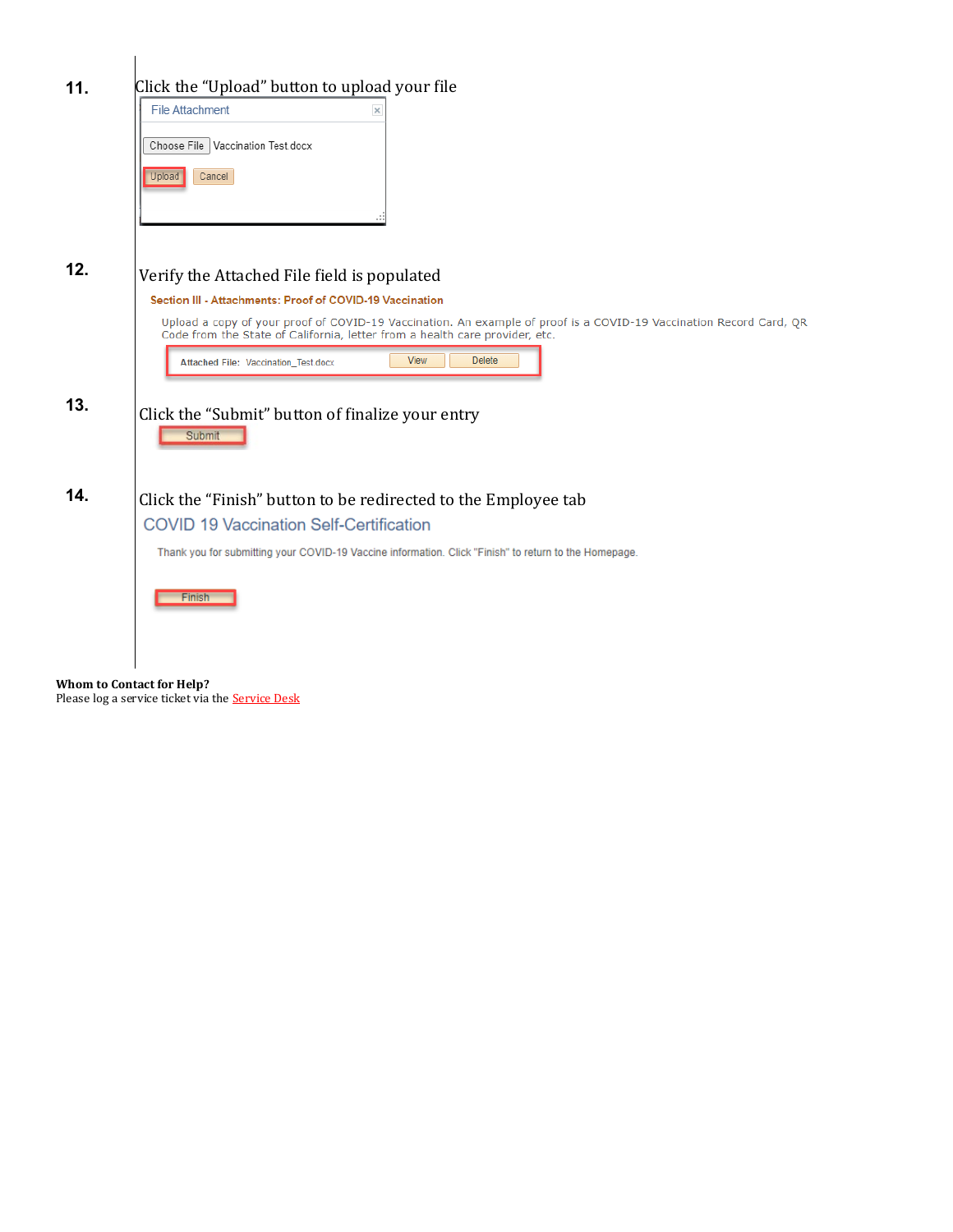11. Click the "Upload" button to upload your file

File Attachment

Choose File Vaccination Test.docx

Upload Cancel

12. Verify the Attached File field is populated

Section III - Attachments: Proof of COVID-19 Vaccination

Upload a copy of your proof of COVID-19 Vaccination. An example of proof is a COVID-19 Vaccination Record Card, QR Code from the State of California, letter from a health care provider, etc.

Attached File: Vaccination_Test.docx View Delete

13. Click the "Submit" button of finalize your entry

Submit

14. Click the "Finish" button to be redirected to the Employee tab

COVID 19 Vaccination Self-Certification

Thank you for submitting your COVID-19 Vaccine information. Click "Finish" to return to the Homepage.

Finish

**Whom to Contact for Help?**
Please log a service ticket via the Service Desk